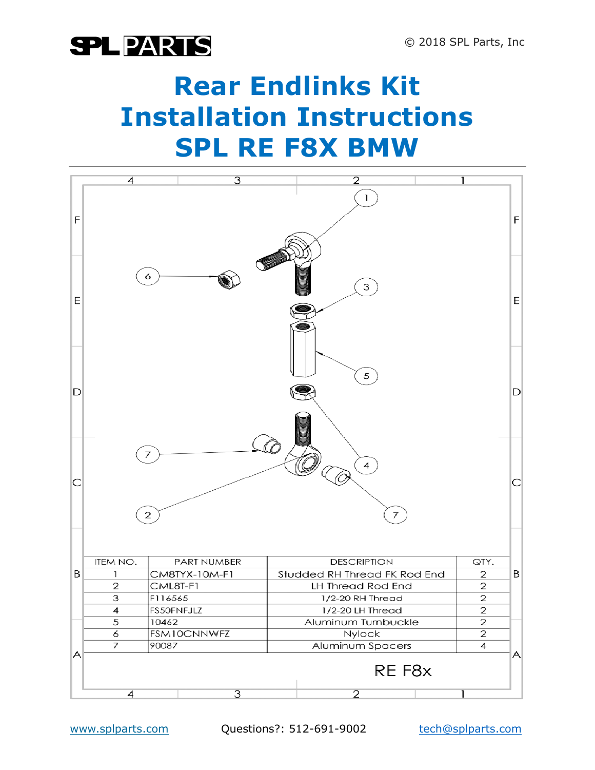SPL PARTS

© 2018 SPL Parts, Inc

# Rear Endlinks Kit Installation Instructions SPL RE F8X BMW

| ITEM NO. | PART NUMBER | DESCRIPTION | QTY. |
|---|---|---|---|
| 1 | CM8TYX-10M-F1 | Studded RH Thread FK Rod End | 2 |
| 2 | CML8T-F1 | LH Thread Rod End | 2 |
| 3 | F116565 | 1/2-20 RH Thread | 2 |
| 4 | FS50FNFJLZ | 1/2-20 LH Thread | 2 |
| 5 | 10462 | Aluminum Turnbuckle | 2 |
| 6 | FSM10CNNWFZ | Nylock | 2 |
| 7 | 90087 | Aluminum Spacers | 4 |

RE F8x

www.splparts.com Questions?: 512-691-9002 tech@splparts.com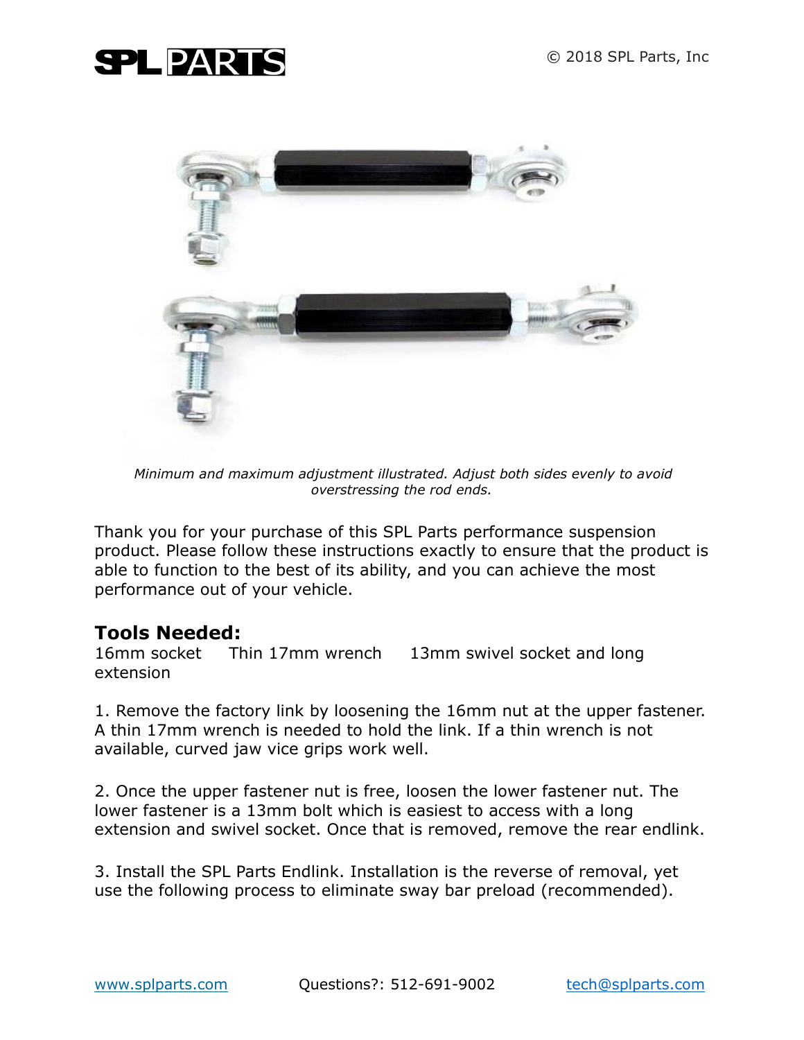*Minimum and maximum adjustment illustrated. Adjust both sides evenly to avoid overstressing the rod ends.*

Thank you for your purchase of this SPL Parts performance suspension product. Please follow these instructions exactly to ensure that the product is able to function to the best of its ability, and you can achieve the most performance out of your vehicle.

## Tools Needed:

16mm socket    Thin 17mm wrench    13mm swivel socket and long extension

1. Remove the factory link by loosening the 16mm nut at the upper fastener. A thin 17mm wrench is needed to hold the link. If a thin wrench is not available, curved jaw vice grips work well.

2. Once the upper fastener nut is free, loosen the lower fastener nut. The lower fastener is a 13mm bolt which is easiest to access with a long extension and swivel socket. Once that is removed, remove the rear endlink.

3. Install the SPL Parts Endlink. Installation is the reverse of removal, yet use the following process to eliminate sway bar preload (recommended).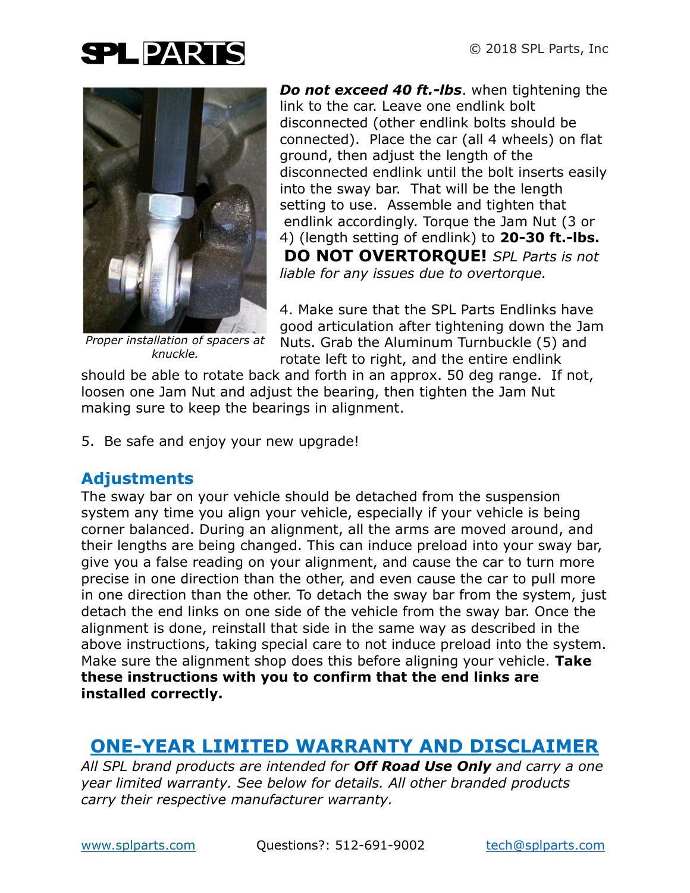***Do not exceed 40 ft.-lbs***. when tightening the link to the car. Leave one endlink bolt disconnected (other endlink bolts should be connected). Place the car (all 4 wheels) on flat ground, then adjust the length of the disconnected endlink until the bolt inserts easily into the sway bar. That will be the length setting to use. Assemble and tighten that endlink accordingly. Torque the Jam Nut (3 or 4) (length setting of endlink) to **20-30 ft.-lbs.** **DO NOT OVERTORQUE!** *SPL Parts is not liable for any issues due to overtorque.*

*Proper installation of spacers at knuckle.*

4. Make sure that the SPL Parts Endlinks have good articulation after tightening down the Jam Nuts. Grab the Aluminum Turnbuckle (5) and rotate left to right, and the entire endlink should be able to rotate back and forth in an approx. 50 deg range. If not, loosen one Jam Nut and adjust the bearing, then tighten the Jam Nut making sure to keep the bearings in alignment.

5. Be safe and enjoy your new upgrade!

## Adjustments

The sway bar on your vehicle should be detached from the suspension system any time you align your vehicle, especially if your vehicle is being corner balanced. During an alignment, all the arms are moved around, and their lengths are being changed. This can induce preload into your sway bar, give you a false reading on your alignment, and cause the car to turn more precise in one direction than the other, and even cause the car to pull more in one direction than the other. To detach the sway bar from the system, just detach the end links on one side of the vehicle from the sway bar. Once the alignment is done, reinstall that side in the same way as described in the above instructions, taking special care to not induce preload into the system. Make sure the alignment shop does this before aligning your vehicle. **Take these instructions with you to confirm that the end links are installed correctly.**

## ONE-YEAR LIMITED WARRANTY AND DISCLAIMER

*All SPL brand products are intended for **Off Road Use Only** and carry a one year limited warranty. See below for details. All other branded products carry their respective manufacturer warranty.*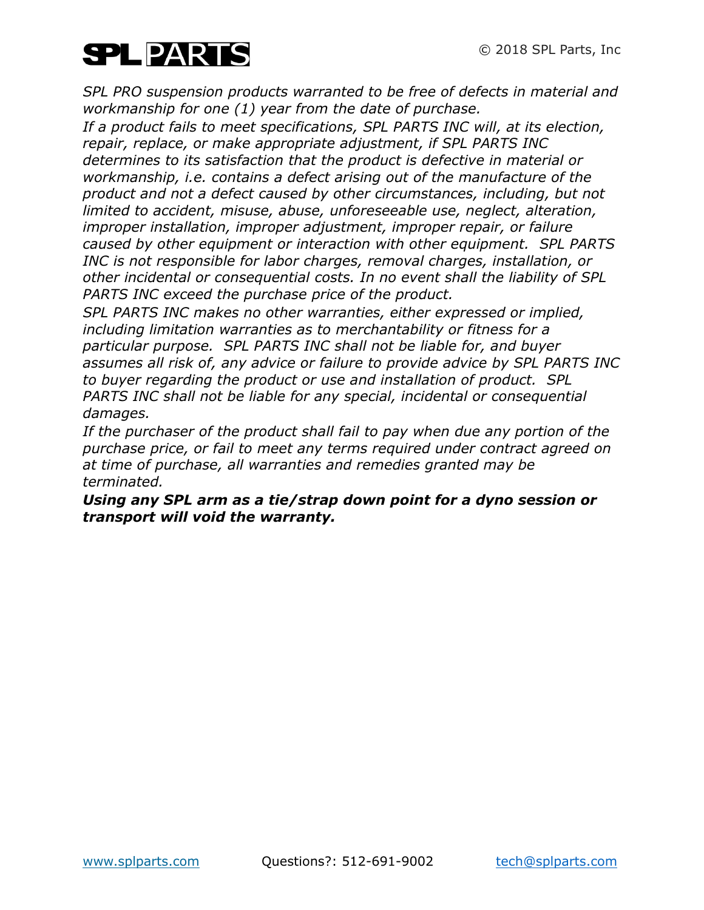*SPL PRO suspension products warranted to be free of defects in material and workmanship for one (1) year from the date of purchase.*

*If a product fails to meet specifications, SPL PARTS INC will, at its election, repair, replace, or make appropriate adjustment, if SPL PARTS INC determines to its satisfaction that the product is defective in material or workmanship, i.e. contains a defect arising out of the manufacture of the product and not a defect caused by other circumstances, including, but not limited to accident, misuse, abuse, unforeseeable use, neglect, alteration, improper installation, improper adjustment, improper repair, or failure caused by other equipment or interaction with other equipment. SPL PARTS INC is not responsible for labor charges, removal charges, installation, or other incidental or consequential costs. In no event shall the liability of SPL PARTS INC exceed the purchase price of the product.*

*SPL PARTS INC makes no other warranties, either expressed or implied, including limitation warranties as to merchantability or fitness for a particular purpose. SPL PARTS INC shall not be liable for, and buyer assumes all risk of, any advice or failure to provide advice by SPL PARTS INC to buyer regarding the product or use and installation of product. SPL PARTS INC shall not be liable for any special, incidental or consequential damages.*

*If the purchaser of the product shall fail to pay when due any portion of the purchase price, or fail to meet any terms required under contract agreed on at time of purchase, all warranties and remedies granted may be terminated.*

***Using any SPL arm as a tie/strap down point for a dyno session or transport will void the warranty.***